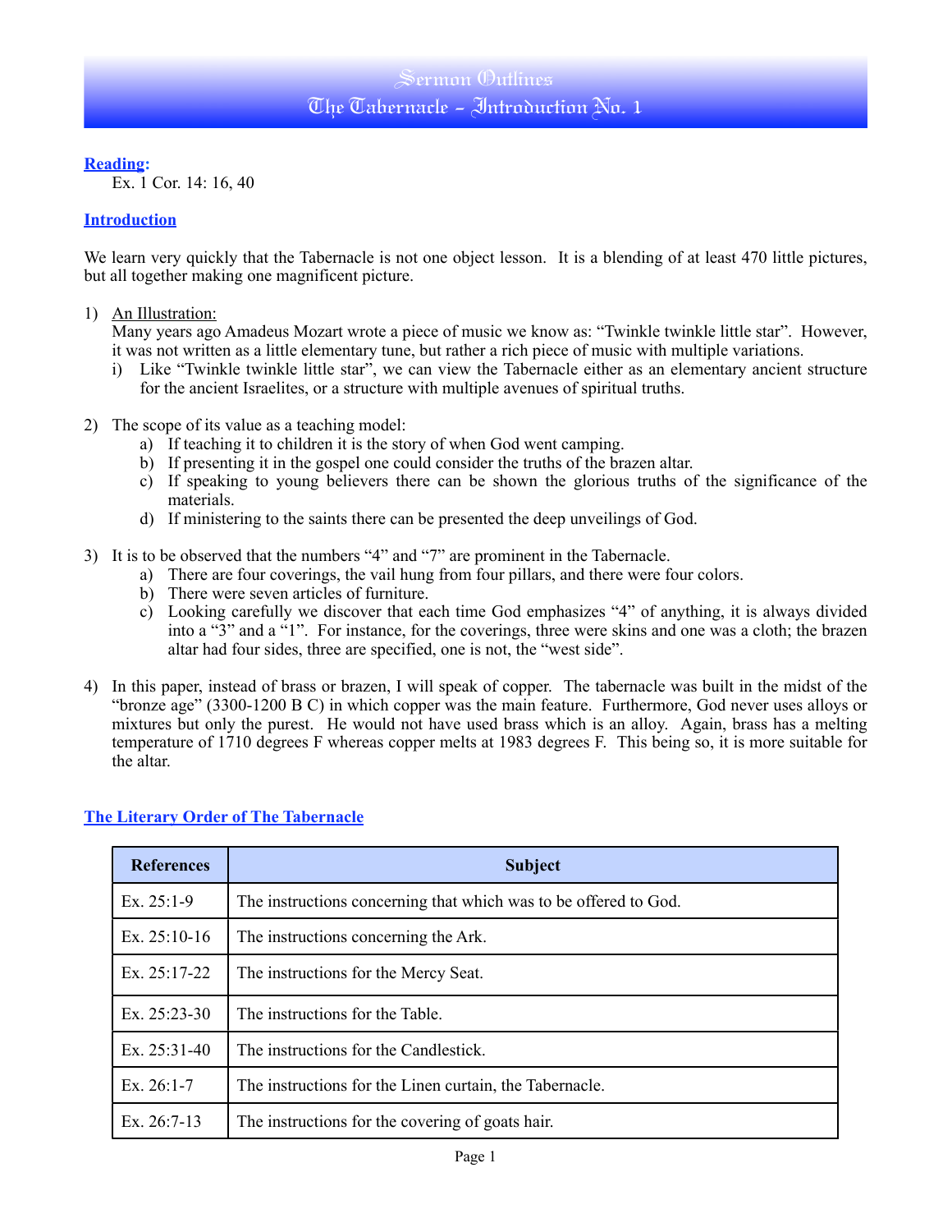# Sermon Outlines
## The Tabernacle – Introduction No. 1

**Reading:**

Ex. 1 Cor. 14: 16, 40

**Introduction**

We learn very quickly that the Tabernacle is not one object lesson. It is a blending of at least 470 little pictures, but all together making one magnificent picture.

1) An Illustration:
   Many years ago Amadeus Mozart wrote a piece of music we know as: "Twinkle twinkle little star". However, it was not written as a little elementary tune, but rather a rich piece of music with multiple variations.
   i) Like "Twinkle twinkle little star", we can view the Tabernacle either as an elementary ancient structure for the ancient Israelites, or a structure with multiple avenues of spiritual truths.

2) The scope of its value as a teaching model:
   a) If teaching it to children it is the story of when God went camping.
   b) If presenting it in the gospel one could consider the truths of the brazen altar.
   c) If speaking to young believers there can be shown the glorious truths of the significance of the materials.
   d) If ministering to the saints there can be presented the deep unveilings of God.

3) It is to be observed that the numbers "4" and "7" are prominent in the Tabernacle.
   a) There are four coverings, the vail hung from four pillars, and there were four colors.
   b) There were seven articles of furniture.
   c) Looking carefully we discover that each time God emphasizes "4" of anything, it is always divided into a "3" and a "1". For instance, for the coverings, three were skins and one was a cloth; the brazen altar had four sides, three are specified, one is not, the "west side".

4) In this paper, instead of brass or brazen, I will speak of copper. The tabernacle was built in the midst of the "bronze age" (3300-1200 B C) in which copper was the main feature. Furthermore, God never uses alloys or mixtures but only the purest. He would not have used brass which is an alloy. Again, brass has a melting temperature of 1710 degrees F whereas copper melts at 1983 degrees F. This being so, it is more suitable for the altar.

**The Literary Order of The Tabernacle**

| References | Subject |
|---|---|
| Ex. 25:1-9 | The instructions concerning that which was to be offered to God. |
| Ex. 25:10-16 | The instructions concerning the Ark. |
| Ex. 25:17-22 | The instructions for the Mercy Seat. |
| Ex. 25:23-30 | The instructions for the Table. |
| Ex. 25:31-40 | The instructions for the Candlestick. |
| Ex. 26:1-7 | The instructions for the Linen curtain, the Tabernacle. |
| Ex. 26:7-13 | The instructions for the covering of goats hair. |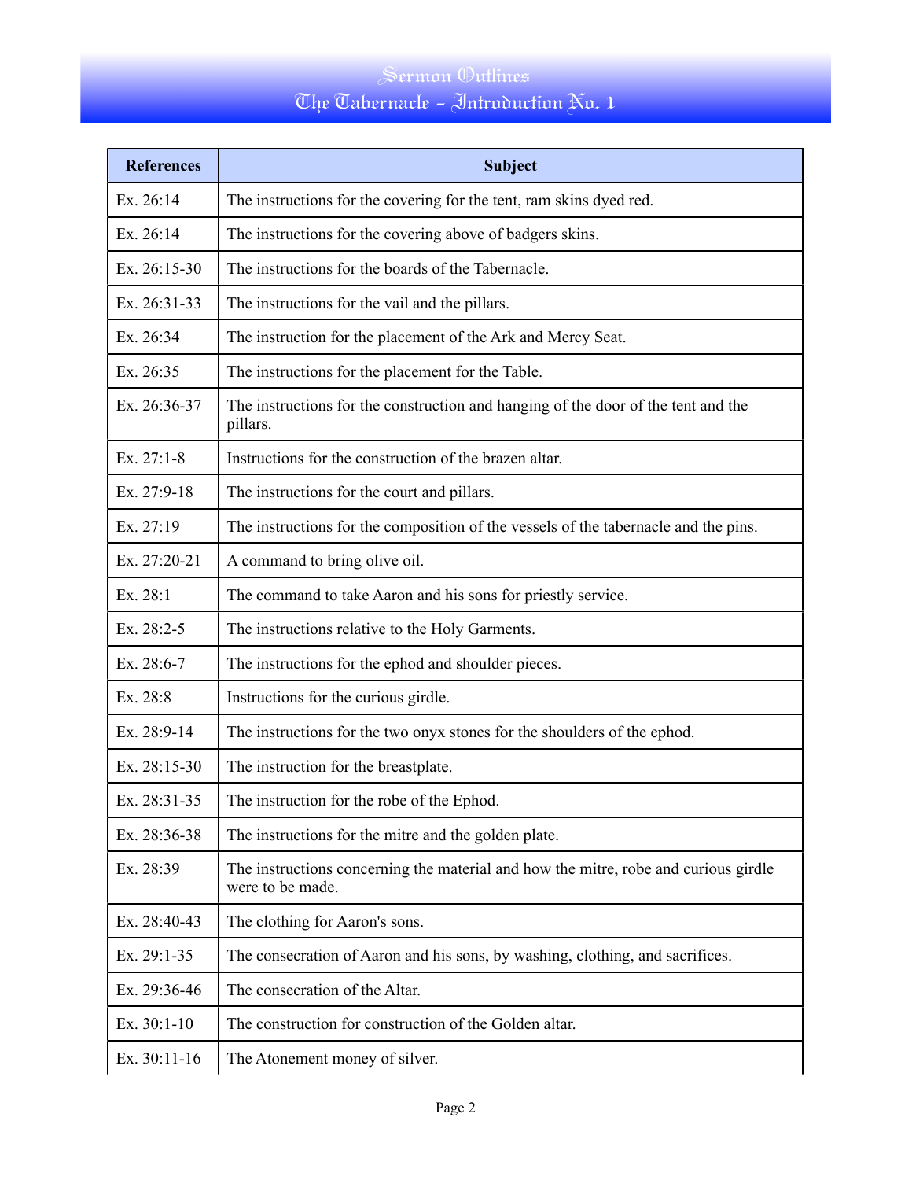| References | Subject |
|---|---|
| Ex. 26:14 | The instructions for the covering for the tent, ram skins dyed red. |
| Ex. 26:14 | The instructions for the covering above of badgers skins. |
| Ex. 26:15-30 | The instructions for the boards of the Tabernacle. |
| Ex. 26:31-33 | The instructions for the vail and the pillars. |
| Ex. 26:34 | The instruction for the placement of the Ark and Mercy Seat. |
| Ex. 26:35 | The instructions for the placement for the Table. |
| Ex. 26:36-37 | The instructions for the construction and hanging of the door of the tent and the pillars. |
| Ex. 27:1-8 | Instructions for the construction of the brazen altar. |
| Ex. 27:9-18 | The instructions for the court and pillars. |
| Ex. 27:19 | The instructions for the composition of the vessels of the tabernacle and the pins. |
| Ex. 27:20-21 | A command to bring olive oil. |
| Ex. 28:1 | The command to take Aaron and his sons for priestly service. |
| Ex. 28:2-5 | The instructions relative to the Holy Garments. |
| Ex. 28:6-7 | The instructions for the ephod and shoulder pieces. |
| Ex. 28:8 | Instructions for the curious girdle. |
| Ex. 28:9-14 | The instructions for the two onyx stones for the shoulders of the ephod. |
| Ex. 28:15-30 | The instruction for the breastplate. |
| Ex. 28:31-35 | The instruction for the robe of the Ephod. |
| Ex. 28:36-38 | The instructions for the mitre and the golden plate. |
| Ex. 28:39 | The instructions concerning the material and how the mitre, robe and curious girdle were to be made. |
| Ex. 28:40-43 | The clothing for Aaron's sons. |
| Ex. 29:1-35 | The consecration of Aaron and his sons, by washing, clothing, and sacrifices. |
| Ex. 29:36-46 | The consecration of the Altar. |
| Ex. 30:1-10 | The construction for construction of the Golden altar. |
| Ex. 30:11-16 | The Atonement money of silver. |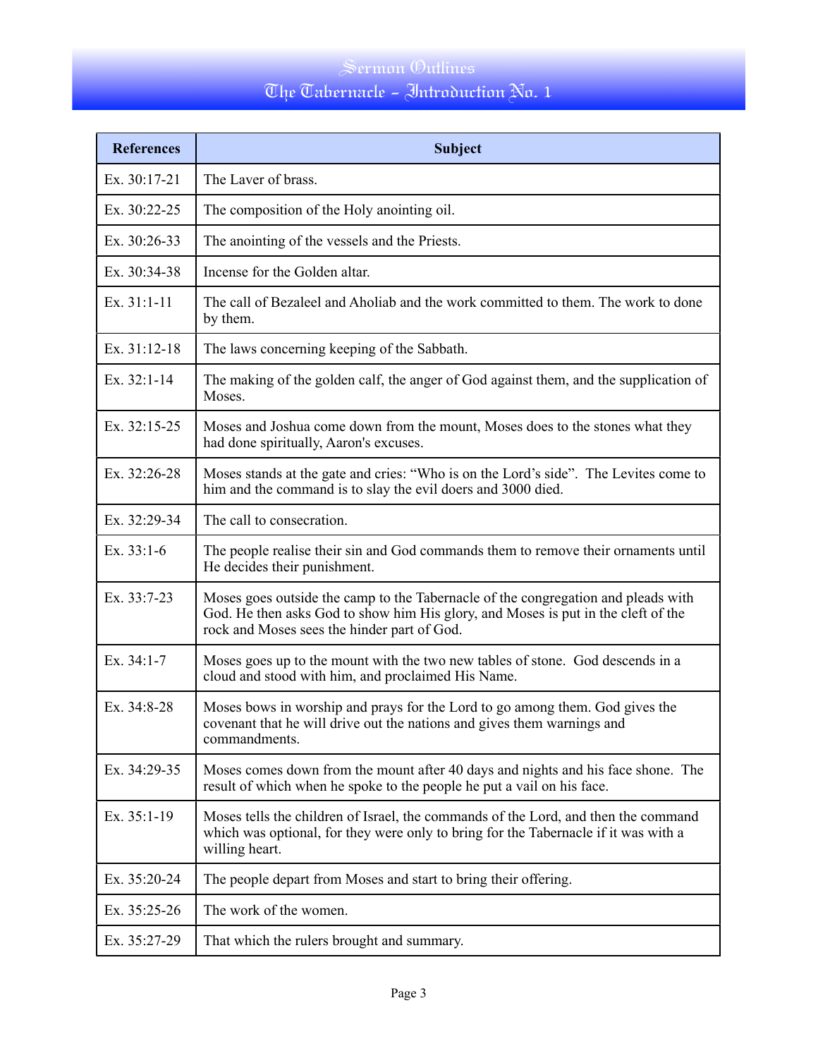| References | Subject |
|---|---|
| Ex. 30:17-21 | The Laver of brass. |
| Ex. 30:22-25 | The composition of the Holy anointing oil. |
| Ex. 30:26-33 | The anointing of the vessels and the Priests. |
| Ex. 30:34-38 | Incense for the Golden altar. |
| Ex. 31:1-11 | The call of Bezaleel and Aholiab and the work committed to them. The work to done by them. |
| Ex. 31:12-18 | The laws concerning keeping of the Sabbath. |
| Ex. 32:1-14 | The making of the golden calf, the anger of God against them, and the supplication of Moses. |
| Ex. 32:15-25 | Moses and Joshua come down from the mount, Moses does to the stones what they had done spiritually, Aaron's excuses. |
| Ex. 32:26-28 | Moses stands at the gate and cries: "Who is on the Lord's side". The Levites come to him and the command is to slay the evil doers and 3000 died. |
| Ex. 32:29-34 | The call to consecration. |
| Ex. 33:1-6 | The people realise their sin and God commands them to remove their ornaments until He decides their punishment. |
| Ex. 33:7-23 | Moses goes outside the camp to the Tabernacle of the congregation and pleads with God. He then asks God to show him His glory, and Moses is put in the cleft of the rock and Moses sees the hinder part of God. |
| Ex. 34:1-7 | Moses goes up to the mount with the two new tables of stone. God descends in a cloud and stood with him, and proclaimed His Name. |
| Ex. 34:8-28 | Moses bows in worship and prays for the Lord to go among them. God gives the covenant that he will drive out the nations and gives them warnings and commandments. |
| Ex. 34:29-35 | Moses comes down from the mount after 40 days and nights and his face shone. The result of which when he spoke to the people he put a vail on his face. |
| Ex. 35:1-19 | Moses tells the children of Israel, the commands of the Lord, and then the command which was optional, for they were only to bring for the Tabernacle if it was with a willing heart. |
| Ex. 35:20-24 | The people depart from Moses and start to bring their offering. |
| Ex. 35:25-26 | The work of the women. |
| Ex. 35:27-29 | That which the rulers brought and summary. |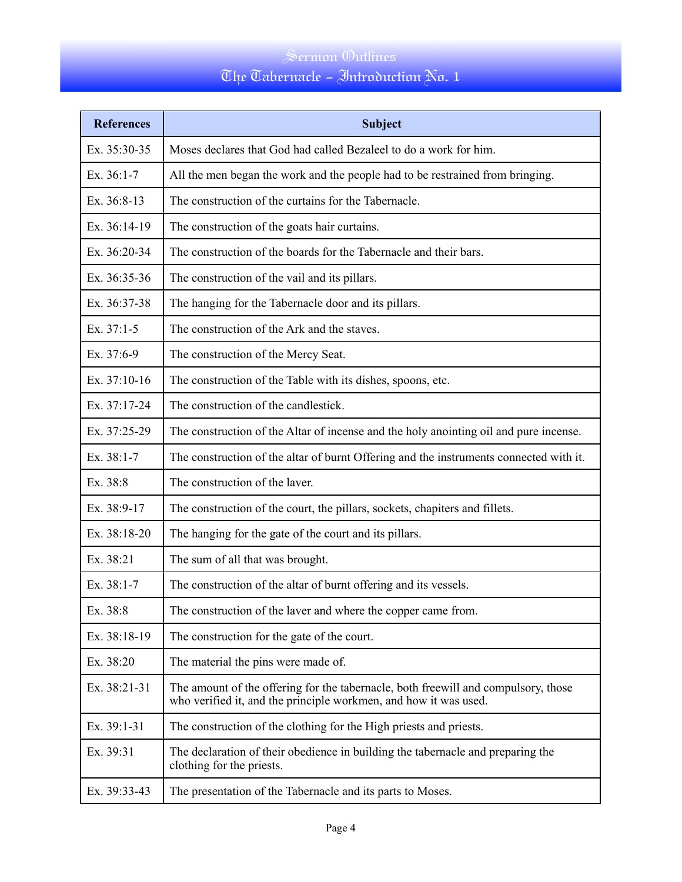| References | Subject |
| --- | --- |
| Ex. 35:30-35 | Moses declares that God had called Bezaleel to do a work for him. |
| Ex. 36:1-7 | All the men began the work and the people had to be restrained from bringing. |
| Ex. 36:8-13 | The construction of the curtains for the Tabernacle. |
| Ex. 36:14-19 | The construction of the goats hair curtains. |
| Ex. 36:20-34 | The construction of the boards for the Tabernacle and their bars. |
| Ex. 36:35-36 | The construction of the vail and its pillars. |
| Ex. 36:37-38 | The hanging for the Tabernacle door and its pillars. |
| Ex. 37:1-5 | The construction of the Ark and the staves. |
| Ex. 37:6-9 | The construction of the Mercy Seat. |
| Ex. 37:10-16 | The construction of the Table with its dishes, spoons, etc. |
| Ex. 37:17-24 | The construction of the candlestick. |
| Ex. 37:25-29 | The construction of the Altar of incense and the holy anointing oil and pure incense. |
| Ex. 38:1-7 | The construction of the altar of burnt Offering and the instruments connected with it. |
| Ex. 38:8 | The construction of the laver. |
| Ex. 38:9-17 | The construction of the court, the pillars, sockets, chapiters and fillets. |
| Ex. 38:18-20 | The hanging for the gate of the court and its pillars. |
| Ex. 38:21 | The sum of all that was brought. |
| Ex. 38:1-7 | The construction of the altar of burnt offering and its vessels. |
| Ex. 38:8 | The construction of the laver and where the copper came from. |
| Ex. 38:18-19 | The construction for the gate of the court. |
| Ex. 38:20 | The material the pins were made of. |
| Ex. 38:21-31 | The amount of the offering for the tabernacle, both freewill and compulsory, those who verified it, and the principle workmen, and how it was used. |
| Ex. 39:1-31 | The construction of the clothing for the High priests and priests. |
| Ex. 39:31 | The declaration of their obedience in building the tabernacle and preparing the clothing for the priests. |
| Ex. 39:33-43 | The presentation of the Tabernacle and its parts to Moses. |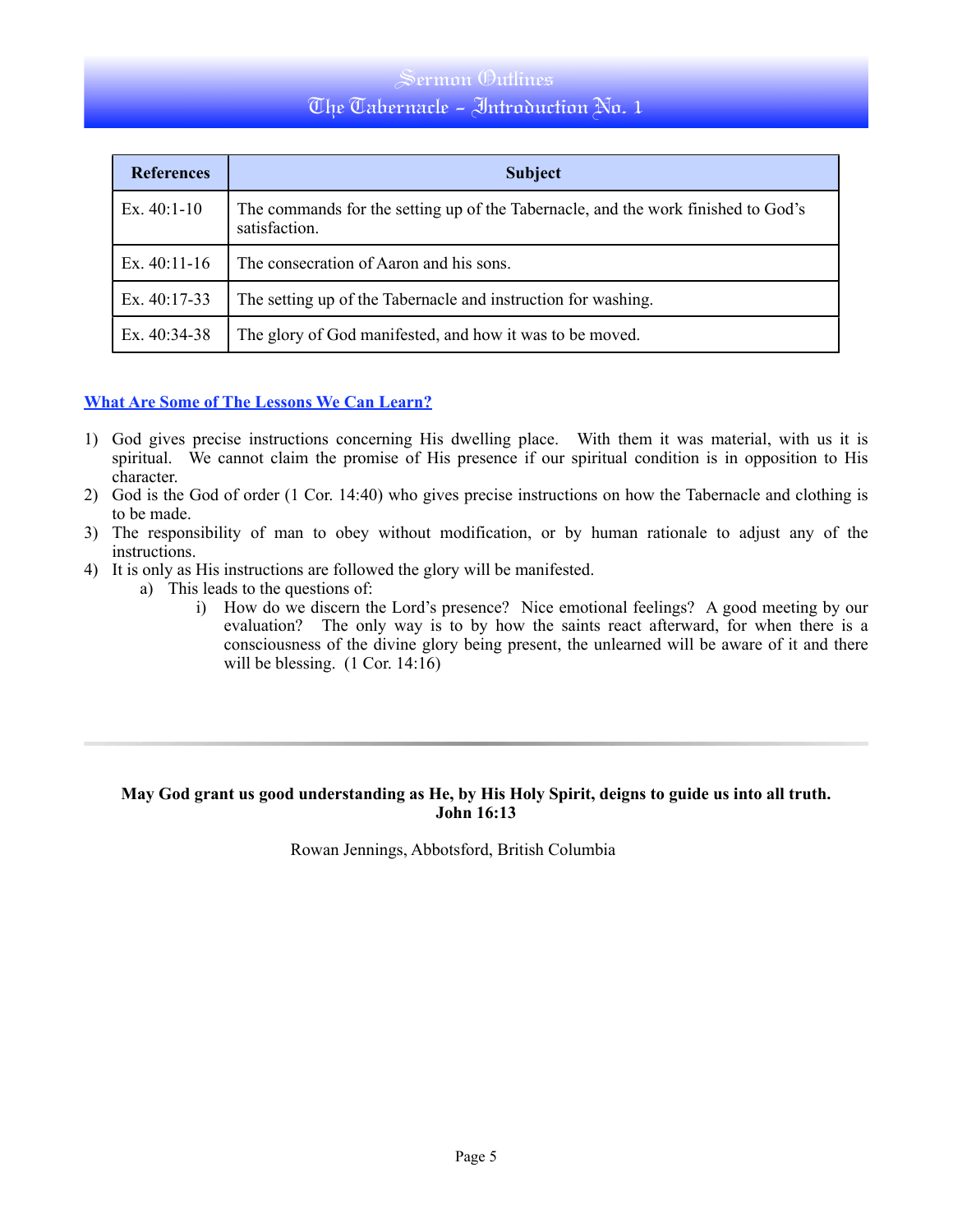| References | Subject |
|---|---|
| Ex. 40:1-10 | The commands for the setting up of the Tabernacle, and the work finished to God's satisfaction. |
| Ex. 40:11-16 | The consecration of Aaron and his sons. |
| Ex. 40:17-33 | The setting up of the Tabernacle and instruction for washing. |
| Ex. 40:34-38 | The glory of God manifested, and how it was to be moved. |

## What Are Some of The Lessons We Can Learn?

1) God gives precise instructions concerning His dwelling place. With them it was material, with us it is spiritual. We cannot claim the promise of His presence if our spiritual condition is in opposition to His character.
2) God is the God of order (1 Cor. 14:40) who gives precise instructions on how the Tabernacle and clothing is to be made.
3) The responsibility of man to obey without modification, or by human rationale to adjust any of the instructions.
4) It is only as His instructions are followed the glory will be manifested.
   a) This leads to the questions of:
      i) How do we discern the Lord's presence? Nice emotional feelings? A good meeting by our evaluation? The only way is to by how the saints react afterward, for when there is a consciousness of the divine glory being present, the unlearned will be aware of it and there will be blessing. (1 Cor. 14:16)

---

**May God grant us good understanding as He, by His Holy Spirit, deigns to guide us into all truth. John 16:13**

Rowan Jennings, Abbotsford, British Columbia